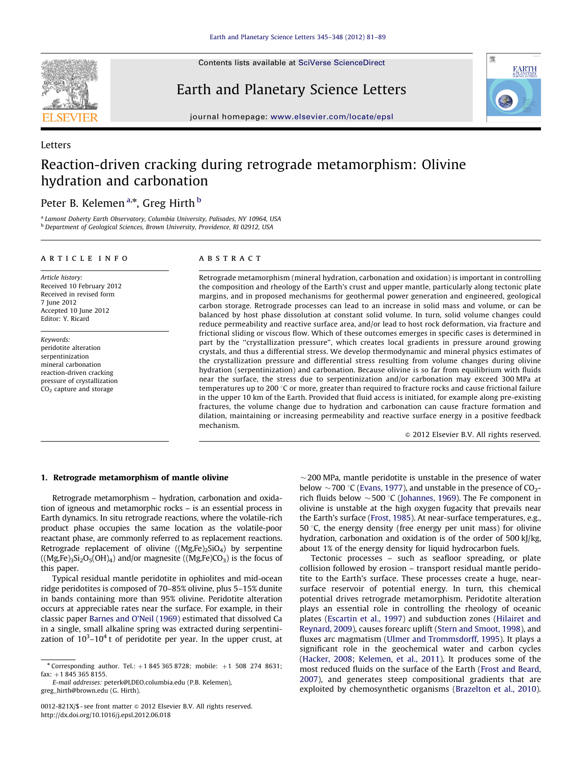Letters

# Reaction-driven cracking during retrograde metamorphism: Olivine hydration and carbonation

Peter B. Kelemen [a,*], Greg Hirth [b]

[a] Lamont Doherty Earth Observatory, Columbia University, Palisades, NY 10964, USA
[b] Department of Geological Sciences, Brown University, Providence, RI 02912, USA

**ARTICLE INFO**

*Article history:*
Received 10 February 2012
Received in revised form
7 June 2012
Accepted 10 June 2012
Editor: Y. Ricard

*Keywords:*
peridotite alteration
serpentinization
mineral carbonation
reaction-driven cracking
pressure of crystallization
$CO_2$ capture and storage

**ABSTRACT**

Retrograde metamorphism (mineral hydration, carbonation and oxidation) is important in controlling the composition and rheology of the Earth's crust and upper mantle, particularly along tectonic plate margins, and in proposed mechanisms for geothermal power generation and engineered, geological carbon storage. Retrograde processes can lead to an increase in solid mass and volume, or can be balanced by host phase dissolution at constant solid volume. In turn, solid volume changes could reduce permeability and reactive surface area, and/or lead to host rock deformation, via fracture and frictional sliding or viscous flow. Which of these outcomes emerges in specific cases is determined in part by the "crystallization pressure", which creates local gradients in pressure around growing crystals, and thus a differential stress. We develop thermodynamic and mineral physics estimates of the crystallization pressure and differential stress resulting from volume changes during olivine hydration (serpentinization) and carbonation. Because olivine is so far from equilibrium with fluids near the surface, the stress due to serpentinization and/or carbonation may exceed 300 MPa at temperatures up to 200 °C or more, greater than required to fracture rocks and cause frictional failure in the upper 10 km of the Earth. Provided that fluid access is initiated, for example along pre-existing fractures, the volume change due to hydration and carbonation can cause fracture formation and dilation, maintaining or increasing permeability and reactive surface energy in a positive feedback mechanism.

© 2012 Elsevier B.V. All rights reserved.

## 1. Retrograde metamorphism of mantle olivine

Retrograde metamorphism – hydration, carbonation and oxidation of igneous and metamorphic rocks – is an essential process in Earth dynamics. In situ retrograde reactions, where the volatile-rich product phase occupies the same location as the volatile-poor reactant phase, are commonly referred to as replacement reactions. Retrograde replacement of olivine ($(Mg,Fe)_2SiO_4$) by serpentine ($(Mg,Fe)_3Si_2O_5(OH)_4$) and/or magnesite ($(Mg,Fe)CO_3$) is the focus of this paper.

Typical residual mantle peridotite in ophiolites and mid-ocean ridge peridotites is composed of 70–85% olivine, plus 5–15% dunite in bands containing more than 95% olivine. Peridotite alteration occurs at appreciable rates near the surface. For example, in their classic paper Barnes and O'Neil (1969) estimated that dissolved Ca in a single, small alkaline spring was extracted during serpentinization of $10^3$–$10^4$ t of peridotite per year. In the upper crust, at ~200 MPa, mantle peridotite is unstable in the presence of water below ~700 °C (Evans, 1977), and unstable in the presence of $CO_2$-rich fluids below ~500 °C (Johannes, 1969). The Fe component in olivine is unstable at the high oxygen fugacity that prevails near the Earth's surface (Frost, 1985). At near-surface temperatures, e.g., 50 °C, the energy density (free energy per unit mass) for olivine hydration, carbonation and oxidation is of the order of 500 kJ/kg, about 1% of the energy density for liquid hydrocarbon fuels.

Tectonic processes – such as seafloor spreading, or plate collision followed by erosion – transport residual mantle peridotite to the Earth's surface. These processes create a huge, near-surface reservoir of potential energy. In turn, this chemical potential drives retrograde metamorphism. Peridotite alteration plays an essential role in controlling the rheology of oceanic plates (Escartin et al., 1997) and subduction zones (Hilairet and Reynard, 2009), causes forearc uplift (Stern and Smoot, 1998), and fluxes arc magmatism (Ulmer and Trommsdorff, 1995). It plays a significant role in the geochemical water and carbon cycles (Hacker, 2008; Kelemen, et al., 2011). It produces some of the most reduced fluids on the surface of the Earth (Frost and Beard, 2007), and generates steep compositional gradients that are exploited by chemosynthetic organisms (Brazelton et al., 2010).

* Corresponding author. Tel.: +1 845 365 8728; mobile: +1 508 274 8631; fax: +1 845 365 8155.
E-mail addresses: peterk@LDEO.columbia.edu (P.B. Kelemen), greg_hirth@brown.edu (G. Hirth).

0012-821X/$ - see front matter © 2012 Elsevier B.V. All rights reserved.
http://dx.doi.org/10.1016/j.epsl.2012.06.018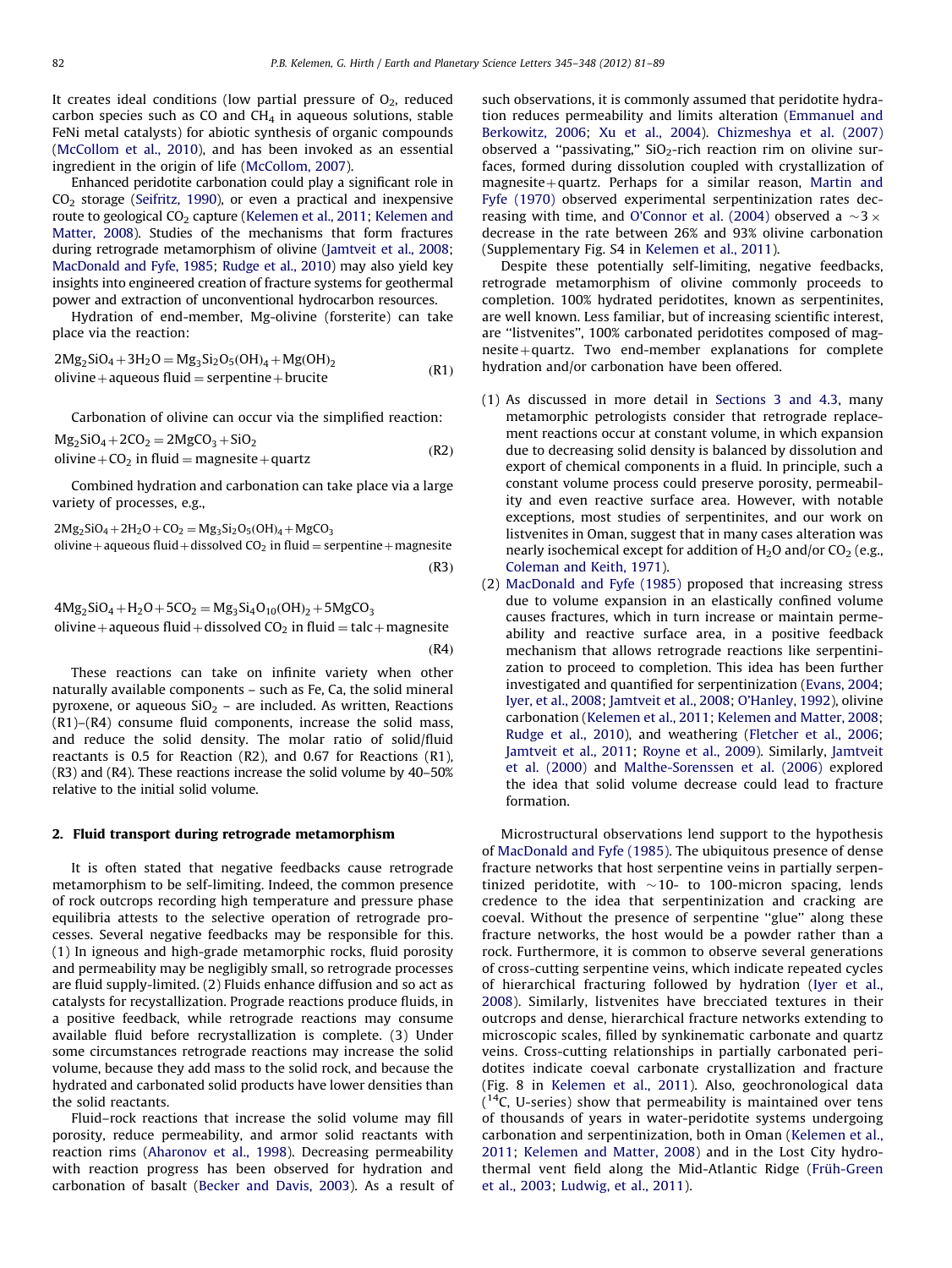It creates ideal conditions (low partial pressure of $O_2$, reduced carbon species such as CO and $CH_4$ in aqueous solutions, stable FeNi metal catalysts) for abiotic synthesis of organic compounds (McCollom et al., 2010), and has been invoked as an essential ingredient in the origin of life (McCollom, 2007).

Enhanced peridotite carbonation could play a significant role in $CO_2$ storage (Seifritz, 1990), or even a practical and inexpensive route to geological $CO_2$ capture (Kelemen et al., 2011; Kelemen and Matter, 2008). Studies of the mechanisms that form fractures during retrograde metamorphism of olivine (Jamtveit et al., 2008; MacDonald and Fyfe, 1985; Rudge et al., 2010) may also yield key insights into engineered creation of fracture systems for geothermal power and extraction of unconventional hydrocarbon resources.

Hydration of end-member, Mg-olivine (forsterite) can take place via the reaction:

$$2Mg_2SiO_4 + 3H_2O = Mg_3Si_2O_5(OH)_4 + Mg(OH)_2 \quad \text{(R1)}$$
$$\text{olivine} + \text{aqueous fluid} = \text{serpentine} + \text{brucite}$$

Carbonation of olivine can occur via the simplified reaction:

$$Mg_2SiO_4 + 2CO_2 = 2MgCO_3 + SiO_2 \quad \text{(R2)}$$
$$\text{olivine} + CO_2 \text{ in fluid} = \text{magnesite} + \text{quartz}$$

Combined hydration and carbonation can take place via a large variety of processes, e.g.,

$$2Mg_2SiO_4 + 2H_2O + CO_2 = Mg_3Si_2O_5(OH)_4 + MgCO_3$$
$$\text{olivine} + \text{aqueous fluid} + \text{dissolved } CO_2 \text{ in fluid} = \text{serpentine} + \text{magnesite} \quad \text{(R3)}$$

$$4Mg_2SiO_4 + H_2O + 5CO_2 = Mg_3Si_4O_{10}(OH)_2 + 5MgCO_3$$
$$\text{olivine} + \text{aqueous fluid} + \text{dissolved } CO_2 \text{ in fluid} = \text{talc} + \text{magnesite} \quad \text{(R4)}$$

These reactions can take on infinite variety when other naturally available components – such as Fe, Ca, the solid mineral pyroxene, or aqueous $SiO_2$ – are included. As written, Reactions (R1)–(R4) consume fluid components, increase the solid mass, and reduce the solid density. The molar ratio of solid/fluid reactants is 0.5 for Reaction (R2), and 0.67 for Reactions (R1), (R3) and (R4). These reactions increase the solid volume by 40–50% relative to the initial solid volume.

## 2. Fluid transport during retrograde metamorphism

It is often stated that negative feedbacks cause retrograde metamorphism to be self-limiting. Indeed, the common presence of rock outcrops recording high temperature and pressure phase equilibria attests to the selective operation of retrograde processes. Several negative feedbacks may be responsible for this. (1) In igneous and high-grade metamorphic rocks, fluid porosity and permeability may be negligibly small, so retrograde processes are fluid supply-limited. (2) Fluids enhance diffusion and so act as catalysts for recrystallization. Prograde reactions produce fluids, in a positive feedback, while retrograde reactions may consume available fluid before recrystallization is complete. (3) Under some circumstances retrograde reactions may increase the solid volume, because they add mass to the solid rock, and because the hydrated and carbonated solid products have lower densities than the solid reactants.

Fluid–rock reactions that increase the solid volume may fill porosity, reduce permeability, and armor solid reactants with reaction rims (Aharonov et al., 1998). Decreasing permeability with reaction progress has been observed for hydration and carbonation of basalt (Becker and Davis, 2003). As a result of such observations, it is commonly assumed that peridotite hydration reduces permeability and limits alteration (Emmanuel and Berkowitz, 2006; Xu et al., 2004). Chizmeshya et al. (2007) observed a "passivating," $SiO_2$-rich reaction rim on olivine surfaces, formed during dissolution coupled with crystallization of magnesite + quartz. Perhaps for a similar reason, Martin and Fyfe (1970) observed experimental serpentinization rates decreasing with time, and O'Connor et al. (2004) observed a $\sim 3\times$ decrease in the rate between 26% and 93% olivine carbonation (Supplementary Fig. S4 in Kelemen et al., 2011).

Despite these potentially self-limiting, negative feedbacks, retrograde metamorphism of olivine commonly proceeds to completion. 100% hydrated peridotites, known as serpentinites, are well known. Less familiar, but of increasing scientific interest, are "listvenites", 100% carbonated peridotites composed of magnesite + quartz. Two end-member explanations for complete hydration and/or carbonation have been offered.

1. As discussed in more detail in Sections 3 and 4.3, many metamorphic petrologists consider that retrograde replacement reactions occur at constant volume, in which expansion due to decreasing solid density is balanced by dissolution and export of chemical components in a fluid. In principle, such a constant volume process could preserve porosity, permeability and even reactive surface area. However, with notable exceptions, most studies of serpentinites, and our work on listvenites in Oman, suggest that in many cases alteration was nearly isochemical except for addition of $H_2O$ and/or $CO_2$ (e.g., Coleman and Keith, 1971).
2. MacDonald and Fyfe (1985) proposed that increasing stress due to volume expansion in an elastically confined volume causes fractures, which in turn increase or maintain permeability and reactive surface area, in a positive feedback mechanism that allows retrograde reactions like serpentinization to proceed to completion. This idea has been further investigated and quantified for serpentinization (Evans, 2004; Iyer, et al., 2008; Jamtveit et al., 2008; O'Hanley, 1992), olivine carbonation (Kelemen et al., 2011; Kelemen and Matter, 2008; Rudge et al., 2010), and weathering (Fletcher et al., 2006; Jamtveit et al., 2011; Royne et al., 2009). Similarly, Jamtveit et al. (2000) and Malthe-Sorenssen et al. (2006) explored the idea that solid volume decrease could lead to fracture formation.

Microstructural observations lend support to the hypothesis of MacDonald and Fyfe (1985). The ubiquitous presence of dense fracture networks that host serpentine veins in partially serpentinized peridotite, with $\sim$10- to 100-micron spacing, lends credence to the idea that serpentinization and cracking are coeval. Without the presence of serpentine "glue" along these fracture networks, the host would be a powder rather than a rock. Furthermore, it is common to observe several generations of cross-cutting serpentine veins, which indicate repeated cycles of hierarchical fracturing followed by hydration (Iyer et al., 2008). Similarly, listvenites have brecciated textures in their outcrops and dense, hierarchical fracture networks extending to microscopic scales, filled by synkinematic carbonate and quartz veins. Cross-cutting relationships in partially carbonated peridotites indicate coeval carbonate crystallization and fracture (Fig. 8 in Kelemen et al., 2011). Also, geochronological data ($^{14}C$, U-series) show that permeability is maintained over tens of thousands of years in water-peridotite systems undergoing carbonation and serpentinization, both in Oman (Kelemen et al., 2011; Kelemen and Matter, 2008) and in the Lost City hydrothermal vent field along the Mid-Atlantic Ridge (Früh-Green et al., 2003; Ludwig, et al., 2011).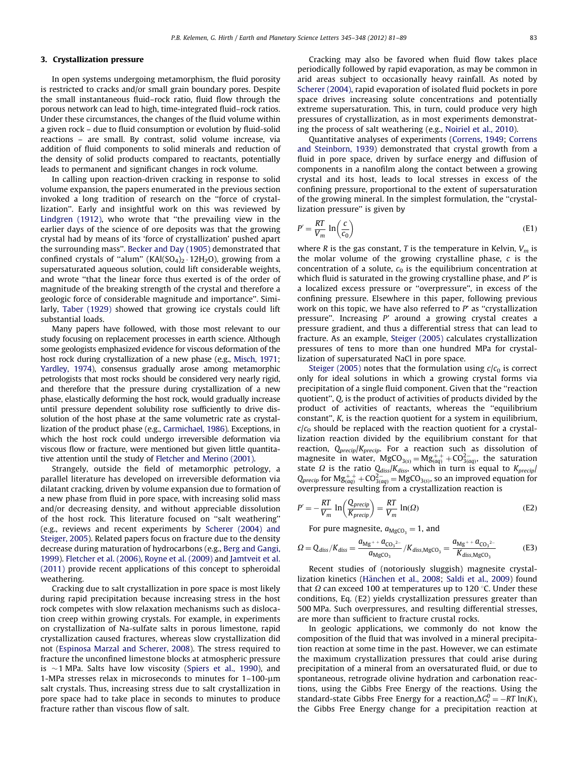## 3. Crystallization pressure

In open systems undergoing metamorphism, the fluid porosity is restricted to cracks and/or small grain boundary pores. Despite the small instantaneous fluid–rock ratio, fluid flow through the porous network can lead to high, time-integrated fluid–rock ratios. Under these circumstances, the changes of the fluid volume within a given rock – due to fluid consumption or evolution by fluid-solid reactions – are small. By contrast, solid volume increase, via addition of fluid components to solid minerals and reduction of the density of solid products compared to reactants, potentially leads to permanent and significant changes in rock volume.

In calling upon reaction-driven cracking in response to solid volume expansion, the papers enumerated in the previous section invoked a long tradition of research on the ''force of crystallization''. Early and insightful work on this was reviewed by Lindgren (1912), who wrote that ''the prevailing view in the earlier days of the science of ore deposits was that the growing crystal had by means of its 'force of crystallization' pushed apart the surrounding mass''. Becker and Day (1905) demonstrated that confined crystals of ''alum'' ($KAl(SO_4)_2 \cdot 12H_2O$), growing from a supersaturated aqueous solution, could lift considerable weights, and wrote ''that the linear force thus exerted is of the order of magnitude of the breaking strength of the crystal and therefore a geologic force of considerable magnitude and importance''. Similarly, Taber (1929) showed that growing ice crystals could lift substantial loads.

Many papers have followed, with those most relevant to our study focusing on replacement processes in earth science. Although some geologists emphasized evidence for viscous deformation of the host rock during crystallization of a new phase (e.g., Misch, 1971; Yardley, 1974), consensus gradually arose among metamorphic petrologists that most rocks should be considered very nearly rigid, and therefore that the pressure during crystallization of a new phase, elastically deforming the host rock, would gradually increase until pressure dependent solubility rose sufficiently to drive dissolution of the host phase at the same volumetric rate as crystallization of the product phase (e.g., Carmichael, 1986). Exceptions, in which the host rock could undergo irreversible deformation via viscous flow or fracture, were mentioned but given little quantitative attention until the study of Fletcher and Merino (2001).

Strangely, outside the field of metamorphic petrology, a parallel literature has developed on irreversible deformation via dilatant cracking, driven by volume expansion due to formation of a new phase from fluid in pore space, with increasing solid mass and/or decreasing density, and without appreciable dissolution of the host rock. This literature focused on ''salt weathering'' (e.g., reviews and recent experiments by Scherer (2004) and Steiger, 2005). Related papers focus on fracture due to the density decrease during maturation of hydrocarbons (e.g., Berg and Gangi, 1999). Fletcher et al. (2006), Royne et al. (2009) and Jamtveit et al. (2011) provide recent applications of this concept to spheroidal weathering.

Cracking due to salt crystallization in pore space is most likely during rapid precipitation because increasing stress in the host rock competes with slow relaxation mechanisms such as dislocation creep within growing crystals. For example, in experiments on crystallization of Na-sulfate salts in porous limestone, rapid crystallization caused fractures, whereas slow crystallization did not (Espinosa Marzal and Scherer, 2008). The stress required to fracture the unconfined limestone blocks at atmospheric pressure is ~1 MPa. Salts have low viscosity (Spiers et al., 1990), and 1-MPa stresses relax in microseconds to minutes for 1–100-μm salt crystals. Thus, increasing stress due to salt crystallization in pore space had to take place in seconds to minutes to produce fracture rather than viscous flow of salt.

Cracking may also be favored when fluid flow takes place periodically followed by rapid evaporation, as may be common in arid areas subject to occasionally heavy rainfall. As noted by Scherer (2004), rapid evaporation of isolated fluid pockets in pore space drives increasing solute concentrations and potentially extreme supersaturation. This, in turn, could produce very high pressures of crystallization, as in most experiments demonstrating the process of salt weathering (e.g., Noiriel et al., 2010).

Quantitative analyses of experiments (Correns, 1949; Correns and Steinborn, 1939) demonstrated that crystal growth from a fluid in pore space, driven by surface energy and diffusion of components in a nanofilm along the contact between a growing crystal and its host, leads to local stresses in excess of the confining pressure, proportional to the extent of supersaturation of the growing mineral. In the simplest formulation, the ''crystallization pressure'' is given by

$$P' = \frac{RT}{V_m} \ln\left(\frac{c}{c_0}\right) \tag{E1}$$

where $R$ is the gas constant, $T$ is the temperature in Kelvin, $V_m$ is the molar volume of the growing crystalline phase, $c$ is the concentration of a solute, $c_0$ is the equilibrium concentration at which fluid is saturated in the growing crystalline phase, and $P'$ is a localized excess pressure or ''overpressure'', in excess of the confining pressure. Elsewhere in this paper, following previous work on this topic, we have also referred to $P'$ as ''crystallization pressure''. Increasing $P'$ around a growing crystal creates a pressure gradient, and thus a differential stress that can lead to fracture. As an example, Steiger (2005) calculates crystallization pressures of tens to more than one hundred MPa for crystallization of supersaturated NaCl in pore space.

Steiger (2005) notes that the formulation using $c/c_0$ is correct only for ideal solutions in which a growing crystal forms via precipitation of a single fluid component. Given that the ''reaction quotient'', $Q$, is the product of activities of products divided by the product of activities of reactants, whereas the ''equilibrium constant'', $K$, is the reaction quotient for a system in equilibrium, $c/c_0$ should be replaced with the reaction quotient for a crystallization reaction divided by the equilibrium constant for that reaction, $Q_{precip}/K_{precip}$. For a reaction such as dissolution of magnesite in water, $MgCO_{3(s)} = Mg^{++}_{(aq)} + CO^{2-}_{3(aq)}$, the saturation state $\Omega$ is the ratio $Q_{diss}/K_{diss}$, which in turn is equal to $K_{precip}/Q_{precip}$ for $Mg^{++}_{(aq)} + CO^{2-}_{3(aq)} = MgCO_{3(s)}$, so an improved equation for overpressure resulting from a crystallization reaction is

$$P' = -\frac{RT}{V_m} \ln\left(\frac{Q_{precip}}{K_{precip}}\right) = \frac{RT}{V_m} \ln(\Omega) \tag{E2}$$

For pure magnesite, $a_{MgCO_3} = 1$, and

$$\Omega = Q_{diss}/K_{diss} = \frac{a_{Mg^{++}} a_{CO_3{}^{2-}}}{a_{MgCO_3}} / K_{diss,MgCO_3} = \frac{a_{Mg^{++}} a_{CO_3{}^{2-}}}{K_{diss,MgCO_3}} \tag{E3}$$

Recent studies of (notoriously sluggish) magnesite crystallization kinetics (Hänchen et al., 2008; Saldi et al., 2009) found that $\Omega$ can exceed 100 at temperatures up to 120 °C. Under these conditions, Eq. (E2) yields crystallization pressures greater than 500 MPa. Such overpressures, and resulting differential stresses, are more than sufficient to fracture crustal rocks.

In geologic applications, we commonly do not know the composition of the fluid that was involved in a mineral precipitation reaction at some time in the past. However, we can estimate the maximum crystallization pressures that could arise during precipitation of a mineral from an oversaturated fluid, or due to spontaneous, retrograde olivine hydration and carbonation reactions, using the Gibbs Free Energy of the reactions. Using the standard-state Gibbs Free Energy for a reaction, $\Delta G^0_r = -RT \ln(K)$, the Gibbs Free Energy change for a precipitation reaction at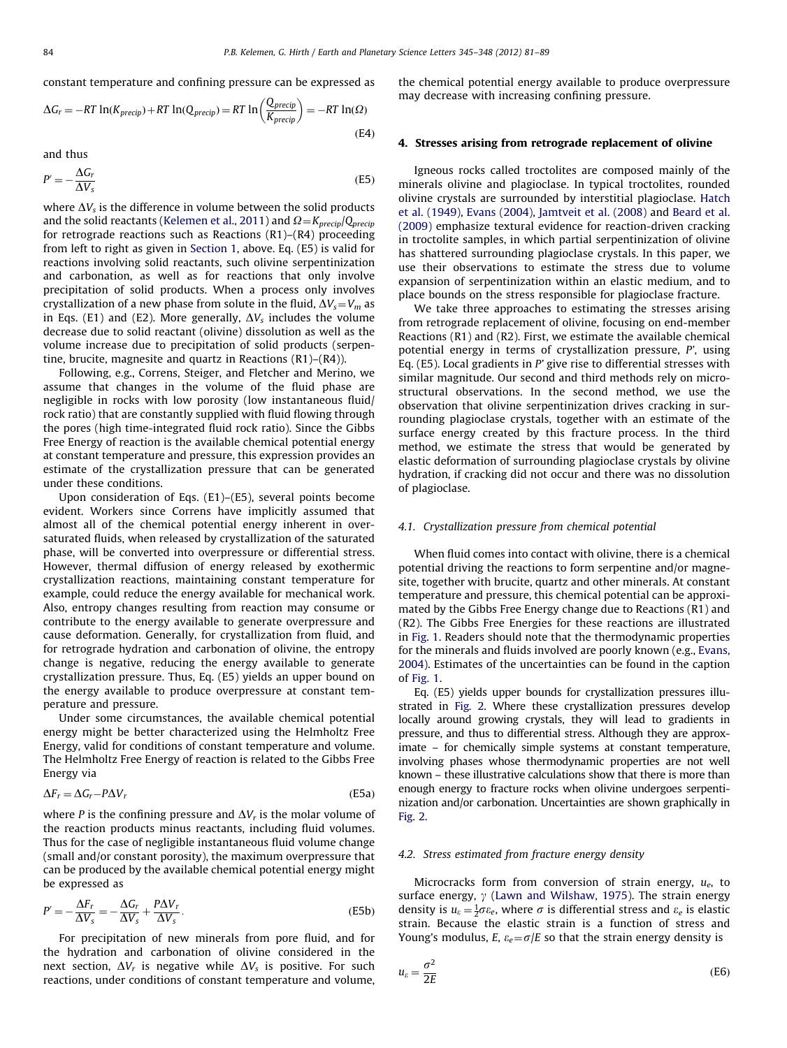constant temperature and confining pressure can be expressed as

$$\Delta G_r = -RT\ln(K_{precip}) + RT\ln(Q_{precip}) = RT\ln\left(\frac{Q_{precip}}{K_{precip}}\right) = -RT\ln(\Omega) \tag{E4}$$

and thus

$$P' = -\frac{\Delta G_r}{\Delta V_s} \tag{E5}$$

where $\Delta V_s$ is the difference in volume between the solid products and the solid reactants (Kelemen et al., 2011) and $\Omega = K_{precip}/Q_{precip}$ for retrograde reactions such as Reactions (R1)–(R4) proceeding from left to right as given in Section 1, above. Eq. (E5) is valid for reactions involving solid reactants, such olivine serpentinization and carbonation, as well as for reactions that only involve precipitation of solid products. When a process only involves crystallization of a new phase from solute in the fluid, $\Delta V_s = V_m$ as in Eqs. (E1) and (E2). More generally, $\Delta V_s$ includes the volume decrease due to solid reactant (olivine) dissolution as well as the volume increase due to precipitation of solid products (serpentine, brucite, magnesite and quartz in Reactions (R1)–(R4)).

Following, e.g., Correns, Steiger, and Fletcher and Merino, we assume that changes in the volume of the fluid phase are negligible in rocks with low porosity (low instantaneous fluid/rock ratio) that are constantly supplied with fluid flowing through the pores (high time-integrated fluid rock ratio). Since the Gibbs Free Energy of reaction is the available chemical potential energy at constant temperature and pressure, this expression provides an estimate of the crystallization pressure that can be generated under these conditions.

Upon consideration of Eqs. (E1)–(E5), several points become evident. Workers since Correns have implicitly assumed that almost all of the chemical potential energy inherent in oversaturated fluids, when released by crystallization of the saturated phase, will be converted into overpressure or differential stress. However, thermal diffusion of energy released by exothermic crystallization reactions, maintaining constant temperature for example, could reduce the energy available for mechanical work. Also, entropy changes resulting from reaction may consume or contribute to the energy available to generate overpressure and cause deformation. Generally, for crystallization from fluid, and for retrograde hydration and carbonation of olivine, the entropy change is negative, reducing the energy available to generate crystallization pressure. Thus, Eq. (E5) yields an upper bound on the energy available to produce overpressure at constant temperature and pressure.

Under some circumstances, the available chemical potential energy might be better characterized using the Helmholtz Free Energy, valid for conditions of constant temperature and volume. The Helmholtz Free Energy of reaction is related to the Gibbs Free Energy via

$$\Delta F_r = \Delta G_r - P\Delta V_r \tag{E5a}$$

where $P$ is the confining pressure and $\Delta V_r$ is the molar volume of the reaction products minus reactants, including fluid volumes. Thus for the case of negligible instantaneous fluid volume change (small and/or constant porosity), the maximum overpressure that can be produced by the available chemical potential energy might be expressed as

$$P' = -\frac{\Delta F_r}{\Delta V_s} = -\frac{\Delta G_r}{\Delta V_s} + \frac{P\Delta V_r}{\Delta V_s}. \tag{E5b}$$

For precipitation of new minerals from pore fluid, and for the hydration and carbonation of olivine considered in the next section, $\Delta V_r$ is negative while $\Delta V_s$ is positive. For such reactions, under conditions of constant temperature and volume, the chemical potential energy available to produce overpressure may decrease with increasing confining pressure.

## 4. Stresses arising from retrograde replacement of olivine

Igneous rocks called troctolites are composed mainly of the minerals olivine and plagioclase. In typical troctolites, rounded olivine crystals are surrounded by interstitial plagioclase. Hatch et al. (1949), Evans (2004), Jamtveit et al. (2008) and Beard et al. (2009) emphasize textural evidence for reaction-driven cracking in troctolite samples, in which partial serpentinization of olivine has shattered surrounding plagioclase crystals. In this paper, we use their observations to estimate the stress due to volume expansion of serpentinization within an elastic medium, and to place bounds on the stress responsible for plagioclase fracture.

We take three approaches to estimating the stresses arising from retrograde replacement of olivine, focusing on end-member Reactions (R1) and (R2). First, we estimate the available chemical potential energy in terms of crystallization pressure, $P'$, using Eq. (E5). Local gradients in $P'$ give rise to differential stresses with similar magnitude. Our second and third methods rely on microstructural observations. In the second method, we use the observation that olivine serpentinization drives cracking in surrounding plagioclase crystals, together with an estimate of the surface energy created by this fracture process. In the third method, we estimate the stress that would be generated by elastic deformation of surrounding plagioclase crystals by olivine hydration, if cracking did not occur and there was no dissolution of plagioclase.

### 4.1. Crystallization pressure from chemical potential

When fluid comes into contact with olivine, there is a chemical potential driving the reactions to form serpentine and/or magnesite, together with brucite, quartz and other minerals. At constant temperature and pressure, this chemical potential can be approximated by the Gibbs Free Energy change due to Reactions (R1) and (R2). The Gibbs Free Energies for these reactions are illustrated in Fig. 1. Readers should note that the thermodynamic properties for the minerals and fluids involved are poorly known (e.g., Evans, 2004). Estimates of the uncertainties can be found in the caption of Fig. 1.

Eq. (E5) yields upper bounds for crystallization pressures illustrated in Fig. 2. Where these crystallization pressures develop locally around growing crystals, they will lead to gradients in pressure, and thus to differential stress. Although they are approximate – for chemically simple systems at constant temperature, involving phases whose thermodynamic properties are not well known – these illustrative calculations show that there is more than enough energy to fracture rocks when olivine undergoes serpentinization and/or carbonation. Uncertainties are shown graphically in Fig. 2.

### 4.2. Stress estimated from fracture energy density

Microcracks form from conversion of strain energy, $u_e$, to surface energy, $\gamma$ (Lawn and Wilshaw, 1975). The strain energy density is $u_\varepsilon = \frac{1}{2}\sigma\varepsilon_e$, where $\sigma$ is differential stress and $\varepsilon_e$ is elastic strain. Because the elastic strain is a function of stress and Young's modulus, $E$, $\varepsilon_e = \sigma/E$ so that the strain energy density is

$$u_\varepsilon = \frac{\sigma^2}{2E} \tag{E6}$$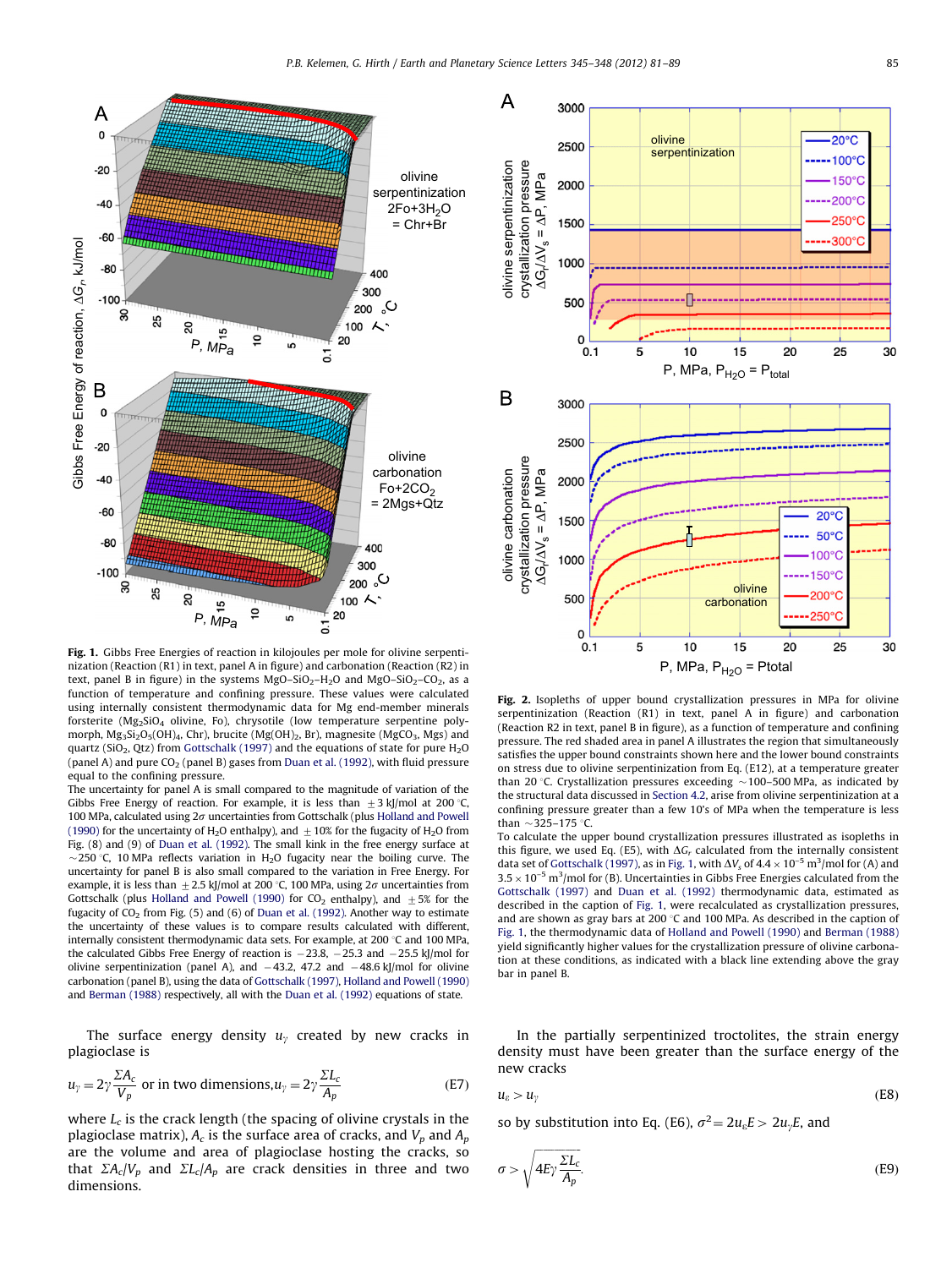**Fig. 1.** Gibbs Free Energies of reaction in kilojoules per mole for olivine serpentinization (Reaction (R1) in text, panel A in figure) and carbonation (Reaction (R2) in text, panel B in figure) in the systems $MgO–SiO_2–H_2O$ and $MgO–SiO_2–CO_2$, as a function of temperature and confining pressure. These values were calculated using internally consistent thermodynamic data for Mg end-member minerals forsterite ($Mg_2SiO_4$ olivine, Fo), chrysotile (low temperature serpentine polymorph, $Mg_3Si_2O_5(OH)_4$, Chr), brucite ($Mg(OH)_2$, Br), magnesite ($MgCO_3$, Mgs) and quartz ($SiO_2$, Qtz) from Gottschalk (1997) and the equations of state for pure $H_2O$ (panel A) and pure $CO_2$ (panel B) gases from Duan et al. (1992), with fluid pressure equal to the confining pressure.
The uncertainty for panel A is small compared to the magnitude of variation of the Gibbs Free Energy of reaction. For example, it is less than $\pm 3$ kJ/mol at 200 °C, 100 MPa, calculated using $2\sigma$ uncertainties from Gottschalk (plus Holland and Powell (1990) for the uncertainty of $H_2O$ enthalpy), and $\pm 10\%$ for the fugacity of $H_2O$ from Fig. (8) and (9) of Duan et al. (1992). The small kink in the free energy surface at ~250 °C, 10 MPa reflects variation in $H_2O$ fugacity near the boiling curve. The uncertainty for panel B is also small compared to the variation in Free Energy. For example, it is less than $\pm 2.5$ kJ/mol at 200 °C, 100 MPa, using $2\sigma$ uncertainties from Gottschalk (plus Holland and Powell (1990) for $CO_2$ enthalpy), and $\pm 5\%$ for the fugacity of $CO_2$ from Fig. (5) and (6) of Duan et al. (1992). Another way to estimate the uncertainty of these values is to compare results calculated with different, internally consistent thermodynamic data sets. For example, at 200 °C and 100 MPa, the calculated Gibbs Free Energy of reaction is −23.8, −25.3 and −25.5 kJ/mol for olivine serpentinization (panel A), and −43.2, 47.2 and −48.6 kJ/mol for olivine carbonation (panel B), using the data of Gottschalk (1997), Holland and Powell (1990) and Berman (1988) respectively, all with the Duan et al. (1992) equations of state.

**Fig. 2.** Isopleths of upper bound crystallization pressures in MPa for olivine serpentinization (Reaction (R1) in text, panel A in figure) and carbonation (Reaction R2 in text, panel B in figure), as a function of temperature and confining pressure. The red shaded area in panel A illustrates the region that simultaneously satisfies the upper bound constraints shown here and the lower bound constraints on stress due to olivine serpentinization from Eq. (E12), at a temperature greater than 20 °C. Crystallization pressures exceeding ~100–500 MPa, as indicated by the structural data discussed in Section 4.2, arise from olivine serpentinization at a confining pressure greater than a few 10's of MPa when the temperature is less than ~325–175 °C.
To calculate the upper bound crystallization pressures illustrated as isopleths in this figure, we used Eq. (E5), with $\Delta G_r$ calculated from the internally consistent data set of Gottschalk (1997), as in Fig. 1, with $\Delta V_s$ of $4.4 \times 10^{-5}$ m$^3$/mol for (A) and $3.5 \times 10^{-5}$ m$^3$/mol for (B). Uncertainties in Gibbs Free Energies calculated from the Gottschalk (1997) and Duan et al. (1992) thermodynamic data, estimated as described in the caption of Fig. 1, were recalculated as crystallization pressures, and are shown as gray bars at 200 °C and 100 MPa. As described in the caption of Fig. 1, the thermodynamic data of Holland and Powell (1990) and Berman (1988) yield significantly higher values for the crystallization pressure of olivine carbonation at these conditions, as indicated with a black line extending above the gray bar in panel B.

The surface energy density $u_\gamma$ created by new cracks in plagioclase is

$$u_\gamma = 2\gamma \frac{\Sigma A_c}{V_p} \text{ or in two dimensions,} u_\gamma = 2\gamma \frac{\Sigma L_c}{A_p} \quad \text{(E7)}$$

where $L_c$ is the crack length (the spacing of olivine crystals in the plagioclase matrix), $A_c$ is the surface area of cracks, and $V_p$ and $A_p$ are the volume and area of plagioclase hosting the cracks, so that $\Sigma A_c/V_p$ and $\Sigma L_c/A_p$ are crack densities in three and two dimensions.

In the partially serpentinized troctolites, the strain energy density must have been greater than the surface energy of the new cracks

$$u_\varepsilon > u_\gamma \quad \text{(E8)}$$

so by substitution into Eq. (E6), $\sigma^2 = 2u_\varepsilon E > 2u_\gamma E$, and

$$\sigma > \sqrt{4E\gamma \frac{\Sigma L_c}{A_p}}. \quad \text{(E9)}$$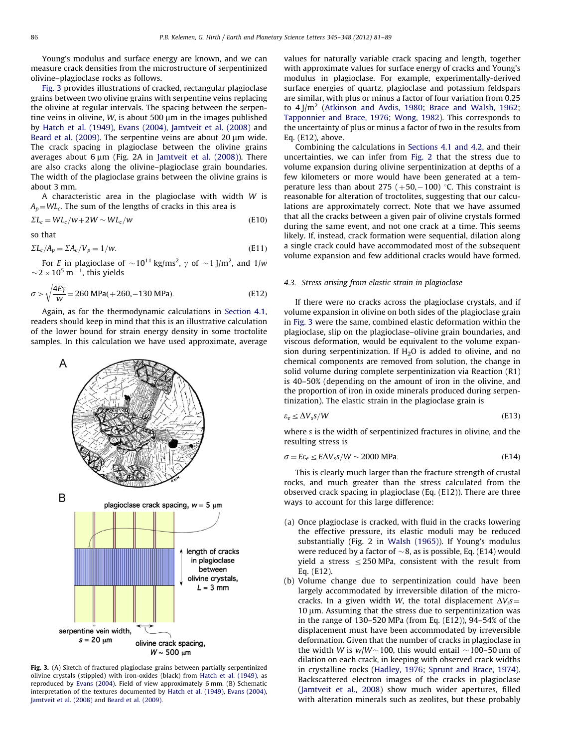Young's modulus and surface energy are known, and we can measure crack densities from the microstructure of serpentinized olivine–plagioclase rocks as follows.

Fig. 3 provides illustrations of cracked, rectangular plagioclase grains between two olivine grains with serpentine veins replacing the olivine at regular intervals. The spacing between the serpentine veins in olivine, $W$, is about 500 μm in the images published by Hatch et al. (1949), Evans (2004), Jamtveit et al. (2008) and Beard et al. (2009). The serpentine veins are about 20 μm wide. The crack spacing in plagioclase between the olivine grains averages about 6 μm (Fig. 2A in Jamtveit et al. (2008)). There are also cracks along the olivine–plagioclase grain boundaries. The width of the plagioclase grains between the olivine grains is about 3 mm.

A characteristic area in the plagioclase with width $W$ is $A_p = WL_c$. The sum of the lengths of cracks in this area is

$$\Sigma L_c = WL_c/w + 2W \sim WL_c/w \tag{E10}$$

so that

$$\Sigma L_c/A_p = \Sigma A_c/V_p = 1/w. \tag{E11}$$

For $E$ in plagioclase of $\sim 10^{11}$ kg/ms$^2$, $\gamma$ of $\sim 1$ J/m$^2$, and $1/w \sim 2 \times 10^5$ m$^{-1}$, this yields

$$\sigma > \sqrt{\frac{4E\gamma}{w}} = 260\ \text{MPa}(+260, -130\ \text{MPa}). \tag{E12}$$

Again, as for the thermodynamic calculations in Section 4.1, readers should keep in mind that this is an illustrative calculation of the lower bound for strain energy density in some troctolite samples. In this calculation we have used approximate, average values for naturally variable crack spacing and length, together with approximate values for surface energy of cracks and Young's modulus in plagioclase. For example, experimentally-derived surface energies of quartz, plagioclase and potassium feldspars are similar, with plus or minus a factor of four variation from 0.25 to 4 J/m$^2$ (Atkinson and Avdis, 1980; Brace and Walsh, 1962; Tapponnier and Brace, 1976; Wong, 1982). This corresponds to the uncertainty of plus or minus a factor of two in the results from Eq. (E12), above.

Combining the calculations in Sections 4.1 and 4.2, and their uncertainties, we can infer from Fig. 2 that the stress due to volume expansion during olivine serpentinization at depths of a few kilometers or more would have been generated at a temperature less than about 275 (+50, −100) °C. This constraint is reasonable for alteration of troctolites, suggesting that our calculations are approximately correct. Note that we have assumed that all the cracks between a given pair of olivine crystals formed during the same event, and not one crack at a time. This seems likely. If, instead, crack formation were sequential, dilation along a single crack could have accommodated most of the subsequent volume expansion and few additional cracks would have formed.

Fig. 3. (A) Sketch of fractured plagioclase grains between partially serpentinized olivine crystals (stippled) with iron-oxides (black) from Hatch et al. (1949), as reproduced by Evans (2004). Field of view approximately 6 mm. (B) Schematic interpretation of the textures documented by Hatch et al. (1949), Evans (2004), Jamtveit et al. (2008) and Beard et al. (2009).

### 4.3. Stress arising from elastic strain in plagioclase

If there were no cracks across the plagioclase crystals, and if volume expansion in olivine on both sides of the plagioclase grain in Fig. 3 were the same, combined elastic deformation within the plagioclase, slip on the plagioclase–olivine grain boundaries, and viscous deformation, would be equivalent to the volume expansion during serpentinization. If $H_2O$ is added to olivine, and no chemical components are removed from solution, the change in solid volume during complete serpentinization via Reaction (R1) is 40–50% (depending on the amount of iron in the olivine, and the proportion of iron in oxide minerals produced during serpentinization). The elastic strain in the plagioclase grain is

$$\varepsilon_e \leq \Delta V_s s/W \tag{E13}$$

where $s$ is the width of serpentinized fractures in olivine, and the resulting stress is

$$\sigma = E\varepsilon_e \leq E\Delta V_s s/W \sim 2000\ \text{MPa}. \tag{E14}$$

This is clearly much larger than the fracture strength of crustal rocks, and much greater than the stress calculated from the observed crack spacing in plagioclase (Eq. (E12)). There are three ways to account for this large difference:

(a) Once plagioclase is cracked, with fluid in the cracks lowering the effective pressure, its elastic moduli may be reduced substantially (Fig. 2 in Walsh (1965)). If Young's modulus were reduced by a factor of ~8, as is possible, Eq. (E14) would yield a stress ≤ 250 MPa, consistent with the result from Eq. (E12).

(b) Volume change due to serpentinization could have been largely accommodated by irreversible dilation of the microcracks. In a given width $W$, the total displacement $\Delta V_s s =$ 10 μm. Assuming that the stress due to serpentinization was in the range of 130–520 MPa (from Eq. (E12)), 94–54% of the displacement must have been accommodated by irreversible deformation. Given that the number of cracks in plagioclase in the width $W$ is $w/W \sim 100$, this would entail ~100–50 nm of dilation on each crack, in keeping with observed crack widths in crystalline rocks (Hadley, 1976; Sprunt and Brace, 1974). Backscattered electron images of the cracks in plagioclase (Jamtveit et al., 2008) show much wider apertures, filled with alteration minerals such as zeolites, but these probably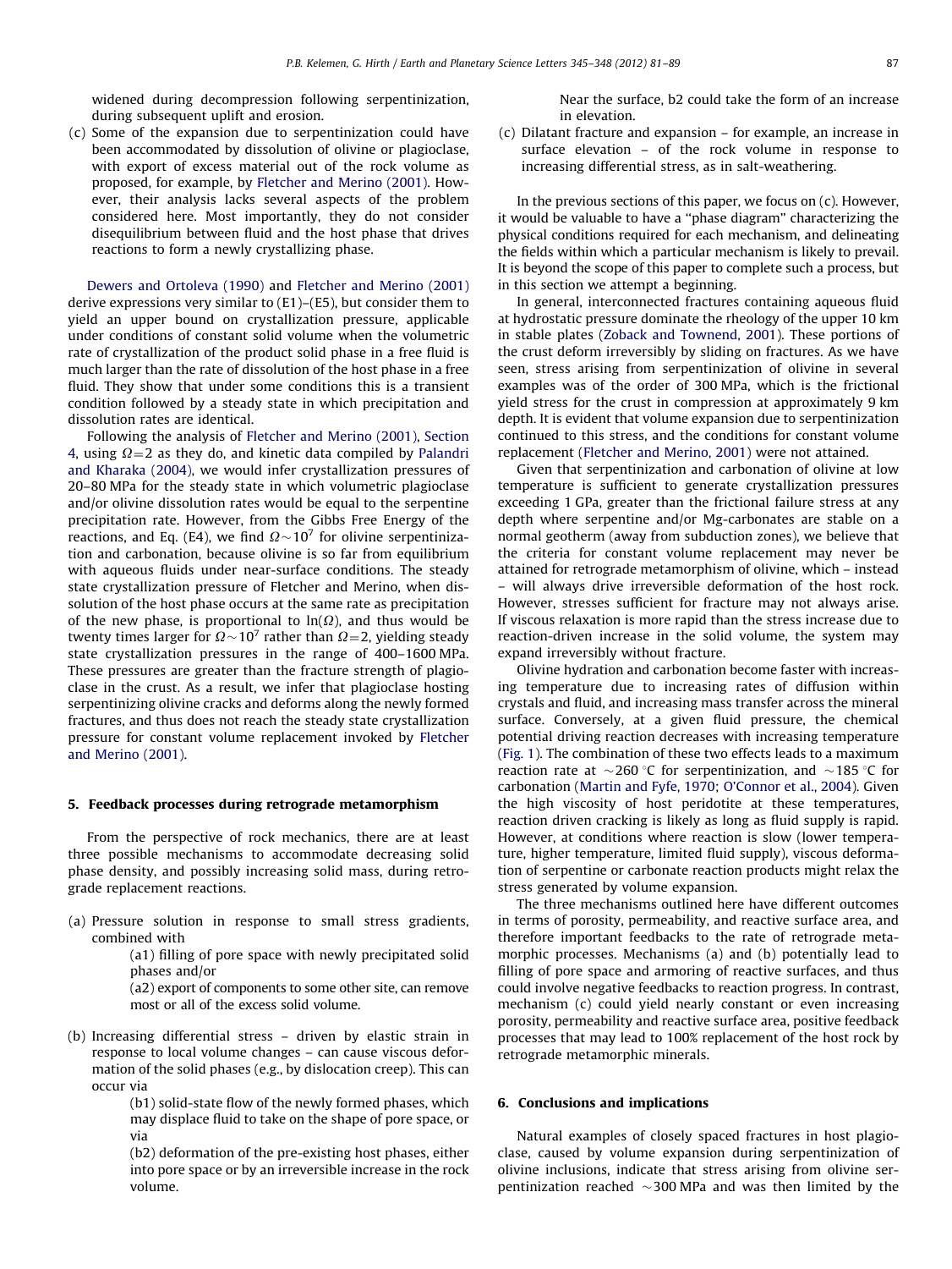widened during decompression following serpentinization, during subsequent uplift and erosion.

(c) Some of the expansion due to serpentinization could have been accommodated by dissolution of olivine or plagioclase, with export of excess material out of the rock volume as proposed, for example, by Fletcher and Merino (2001). However, their analysis lacks several aspects of the problem considered here. Most importantly, they do not consider disequilibrium between fluid and the host phase that drives reactions to form a newly crystallizing phase.

Dewers and Ortoleva (1990) and Fletcher and Merino (2001) derive expressions very similar to (E1)–(E5), but consider them to yield an upper bound on crystallization pressure, applicable under conditions of constant solid volume when the volumetric rate of crystallization of the product solid phase in a free fluid is much larger than the rate of dissolution of the host phase in a free fluid. They show that under some conditions this is a transient condition followed by a steady state in which precipitation and dissolution rates are identical.

Following the analysis of Fletcher and Merino (2001), Section 4, using $\Omega = 2$ as they do, and kinetic data compiled by Palandri and Kharaka (2004), we would infer crystallization pressures of 20–80 MPa for the steady state in which volumetric plagioclase and/or olivine dissolution rates would be equal to the serpentine precipitation rate. However, from the Gibbs Free Energy of the reactions, and Eq. (E4), we find $\Omega \sim 10^7$ for olivine serpentinization and carbonation, because olivine is so far from equilibrium with aqueous fluids under near-surface conditions. The steady state crystallization pressure of Fletcher and Merino, when dissolution of the host phase occurs at the same rate as precipitation of the new phase, is proportional to $\ln(\Omega)$, and thus would be twenty times larger for $\Omega \sim 10^7$ rather than $\Omega = 2$, yielding steady state crystallization pressures in the range of 400–1600 MPa. These pressures are greater than the fracture strength of plagioclase in the crust. As a result, we infer that plagioclase hosting serpentinizing olivine cracks and deforms along the newly formed fractures, and thus does not reach the steady state crystallization pressure for constant volume replacement invoked by Fletcher and Merino (2001).

## 5. Feedback processes during retrograde metamorphism

From the perspective of rock mechanics, there are at least three possible mechanisms to accommodate decreasing solid phase density, and possibly increasing solid mass, during retrograde replacement reactions.

(a) Pressure solution in response to small stress gradients, combined with
  - (a1) filling of pore space with newly precipitated solid phases and/or
  - (a2) export of components to some other site, can remove most or all of the excess solid volume.

(b) Increasing differential stress – driven by elastic strain in response to local volume changes – can cause viscous deformation of the solid phases (e.g., by dislocation creep). This can occur via
  - (b1) solid-state flow of the newly formed phases, which may displace fluid to take on the shape of pore space, or via
  - (b2) deformation of the pre-existing host phases, either into pore space or by an irreversible increase in the rock volume. Near the surface, b2 could take the form of an increase in elevation.

(c) Dilatant fracture and expansion – for example, an increase in surface elevation – of the rock volume in response to increasing differential stress, as in salt-weathering.

In the previous sections of this paper, we focus on (c). However, it would be valuable to have a "phase diagram" characterizing the physical conditions required for each mechanism, and delineating the fields within which a particular mechanism is likely to prevail. It is beyond the scope of this paper to complete such a process, but in this section we attempt a beginning.

In general, interconnected fractures containing aqueous fluid at hydrostatic pressure dominate the rheology of the upper 10 km in stable plates (Zoback and Townend, 2001). These portions of the crust deform irreversibly by sliding on fractures. As we have seen, stress arising from serpentinization of olivine in several examples was of the order of 300 MPa, which is the frictional yield stress for the crust in compression at approximately 9 km depth. It is evident that volume expansion due to serpentinization continued to this stress, and the conditions for constant volume replacement (Fletcher and Merino, 2001) were not attained.

Given that serpentinization and carbonation of olivine at low temperature is sufficient to generate crystallization pressures exceeding 1 GPa, greater than the frictional failure stress at any depth where serpentine and/or Mg-carbonates are stable on a normal geotherm (away from subduction zones), we believe that the criteria for constant volume replacement may never be attained for retrograde metamorphism of olivine, which – instead – will always drive irreversible deformation of the host rock. However, stresses sufficient for fracture may not always arise. If viscous relaxation is more rapid than the stress increase due to reaction-driven increase in the solid volume, the system may expand irreversibly without fracture.

Olivine hydration and carbonation become faster with increasing temperature due to increasing rates of diffusion within crystals and fluid, and increasing mass transfer across the mineral surface. Conversely, at a given fluid pressure, the chemical potential driving reaction decreases with increasing temperature (Fig. 1). The combination of these two effects leads to a maximum reaction rate at $\sim 260\,^{\circ}C$ for serpentinization, and $\sim 185\,^{\circ}C$ for carbonation (Martin and Fyfe, 1970; O'Connor et al., 2004). Given the high viscosity of host peridotite at these temperatures, reaction driven cracking is likely as long as fluid supply is rapid. However, at conditions where reaction is slow (lower temperature, higher temperature, limited fluid supply), viscous deformation of serpentine or carbonate reaction products might relax the stress generated by volume expansion.

The three mechanisms outlined here have different outcomes in terms of porosity, permeability, and reactive surface area, and therefore important feedbacks to the rate of retrograde metamorphic processes. Mechanisms (a) and (b) potentially lead to filling of pore space and armoring of reactive surfaces, and thus could involve negative feedbacks to reaction progress. In contrast, mechanism (c) could yield nearly constant or even increasing porosity, permeability and reactive surface area, positive feedback processes that may lead to 100% replacement of the host rock by retrograde metamorphic minerals.

## 6. Conclusions and implications

Natural examples of closely spaced fractures in host plagioclase, caused by volume expansion during serpentinization of olivine inclusions, indicate that stress arising from olivine serpentinization reached $\sim 300$ MPa and was then limited by the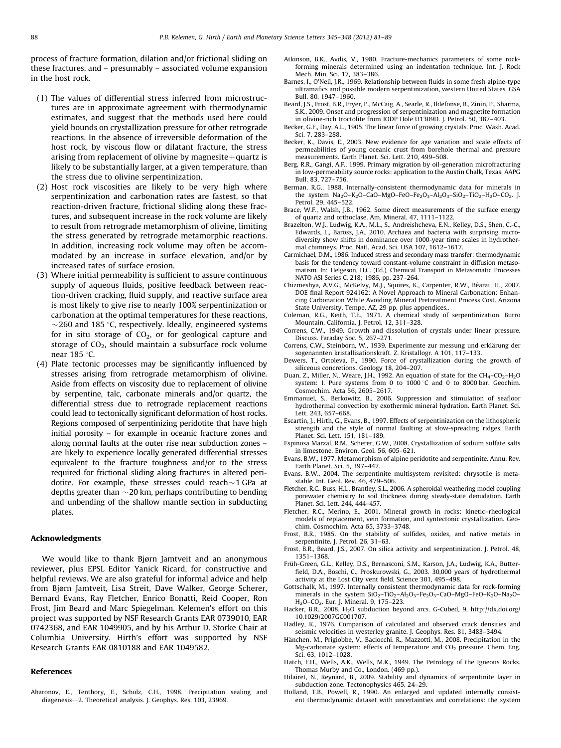process of fracture formation, dilation and/or frictional sliding on these fractures, and – presumably – associated volume expansion in the host rock.

(1) The values of differential stress inferred from microstructures are in approximate agreement with thermodynamic estimates, and suggest that the methods used here could yield bounds on crystallization pressure for other retrograde reactions. In the absence of irreversible deformation of the host rock, by viscous flow or dilatant fracture, the stress arising from replacement of olivine by magnesite + quartz is likely to be substantially larger, at a given temperature, than the stress due to olivine serpentinization.
(2) Host rock viscosities are likely to be very high where serpentinization and carbonation rates are fastest, so that reaction-driven fracture, frictional sliding along these fractures, and subsequent increase in the rock volume are likely to result from retrograde metamorphism of olivine, limiting the stress generated by retrograde metamorphic reactions. In addition, increasing rock volume may often be accommodated by an increase in surface elevation, and/or by increased rates of surface erosion.
(3) Where initial permeability is sufficient to assure continuous supply of aqueous fluids, positive feedback between reaction-driven cracking, fluid supply, and reactive surface area is most likely to give rise to nearly 100% serpentinization or carbonation at the optimal temperatures for these reactions, ~260 and 185 °C, respectively. Ideally, engineered systems for in situ storage of $CO_2$, or for geological capture and storage of $CO_2$, should maintain a subsurface rock volume near 185 °C.
(4) Plate tectonic processes may be significantly influenced by stresses arising from retrograde metamorphism of olivine. Aside from effects on viscosity due to replacement of olivine by serpentine, talc, carbonate minerals and/or quartz, the differential stress due to retrograde replacement reactions could lead to tectonically significant deformation of host rocks. Regions composed of serpentinizing peridotite that have high initial porosity – for example in oceanic fracture zones and along normal faults at the outer rise near subduction zones – are likely to experience locally generated differential stresses equivalent to the fracture toughness and/or to the stress required for frictional sliding along fractures in altered peridotite. For example, these stresses could reach ~1 GPa at depths greater than ~20 km, perhaps contributing to bending and unbending of the shallow mantle section in subducting plates.

## Acknowledgments

We would like to thank Bjørn Jamtveit and an anonymous reviewer, plus EPSL Editor Yanick Ricard, for constructive and helpful reviews. We are also grateful for informal advice and help from Bjørn Jamtveit, Lisa Streit, Dave Walker, George Scherer, Bernard Evans, Ray Fletcher, Enrico Bonatti, Reid Cooper, Ron Frost, Jim Beard and Marc Spiegelman. Kelemen's effort on this project was supported by NSF Research Grants EAR 0739010, EAR 0742368, and EAR 1049905, and by his Arthur D. Storke Chair at Columbia University. Hirth's effort was supported by NSF Research Grants EAR 0810188 and EAR 1049582.

## References

Aharonov, E., Tenthory, E., Scholz, C.H., 1998. Precipitation sealing and diagenesis—2. Theoretical analysis. J. Geophys. Res. 103, 23969.

Atkinson, B.K., Avdis, V., 1980. Fracture-mechanics parameters of some rock-forming minerals determined using an indentation technique. Int. J. Rock Mech. Min. Sci. 17, 383–386.

Barnes, I., O'Neil, J.R., 1969. Relationship between fluids in some fresh alpine-type ultramafics and possible modern serpentinization, western United States. GSA Bull. 80, 1947–1960.

Beard, J.S., Frost, B.R., Fryer, P., McCaig, A., Searle, R., Ildefonse, B., Zinin, P., Sharma, S.K., 2009. Onset and progression of serpentinization and magnetite formation in olivine-rich troctolite from IODP Hole U1309D. J. Petrol. 50, 387–403.

Becker, G.F., Day, A.L., 1905. The linear force of growing crystals. Proc. Wash. Acad. Sci. 7, 283–288.

Becker, K., Davis, E., 2003. New evidence for age variation and scale effects of permeabilities of young oceanic crust from borehole thermal and pressure measurements. Earth Planet. Sci. Lett. 210, 499–508.

Berg, R.R., Gangi, A.F., 1999. Primary migration by oil-generation microfracturing in low-permeability source rocks: application to the Austin Chalk, Texas. AAPG Bull. 83, 727–756.

Berman, R.G., 1988. Internally-consistent thermodynamic data for minerals in the system $Na_2O$–$K_2O$–CaO–MgO–FeO–$Fe_2O_3$–$Al_2O_3$–$SiO_2$–$TiO_2$–$H_2O$–$CO_2$. J. Petrol. 29, 445–522.

Brace, W.F., Walsh, J.B., 1962. Some direct measurements of the surface energy of quartz and orthoclase. Am. Mineral. 47, 1111–1122.

Brazelton, W.J., Ludwig, K.A., M.L., S., Andreishcheva, E.N., Kelley, D.S., Shen, C.-C., Edwards, L., Baross, J.A., 2010. Archaea and bacteria with surprising microdiversity show shifts in dominance over 1000-year time scales in hydrothermal chimneys. Proc. Natl. Acad. Sci. USA 107, 1612–1617.

Carmichael, D.M., 1986. Induced stress and secondary mass transfer: thermodynamic basis for the tendency toward constant-volume constraint in diffusion metasomatism. In: Helgeson, H.C. (Ed.), Chemical Transport in Metasomatic Processes NATO ASI Series C, 218; 1986, pp. 237–264.

Chizmeshya, A.V.G., McKelvy, M.J., Squires, K., Carpenter, R.W., Béarat, H., 2007. DOE final Report 924162: A Novel Approach to Mineral Carbonation: Enhancing Carbonation While Avoiding Mineral Pretreatment Process Cost. Arizona State University, Tempe, AZ, 29 pp. plus appendices..

Coleman, R.G., Keith, T.E., 1971. A chemical study of serpentinization, Burro Mountain, California. J. Petrol. 12, 311–328.

Correns, C.W., 1949. Growth and dissolution of crystals under linear pressure. Discuss. Faraday Soc. 5, 267–271.

Correns, C.W., Steinborn, W., 1939. Experimente zur messung und erklärung der sogenannten kristallisationskraft. Z. Kristallogr. A 101, 117–133.

Dewers, T., Ortoleva, P., 1990. Force of crystallization during the growth of siliceous concretions. Geology 18, 204–207.

Duan, Z., Miller, N., Weare, J.H., 1992. An equation of state for the $CH_4$–$CO_2$–$H_2O$ system: I. Pure systems from 0 to 1000 °C and 0 to 8000 bar. Geochim. Cosmochim. Acta 56, 2605–2617.

Emmanuel, S., Berkowitz, B., 2006. Suppression and stimulation of seafloor hydrothermal convection by exothermic mineral hydration. Earth Planet. Sci. Lett. 243, 657–668.

Escartin, J., Hirth, G., Evans, B., 1997. Effects of serpentinization on the lithospheric strength and the style of normal faulting at slow-spreading ridges. Earth Planet. Sci. Lett. 151, 181–189.

Espinosa Marzal, R.M., Scherer, G.W., 2008. Crystallization of sodium sulfate salts in limestone. Environ. Geol. 56, 605–621.

Evans, B.W., 1977. Metamorphism of alpine peridotite and serpentinite. Annu. Rev. Earth Planet. Sci. 5, 397–447.

Evans, B.W., 2004. The serpentinite multisystem revisited: chrysotile is metastable. Int. Geol. Rev. 46, 479–506.

Fletcher, R.C., Buss, H.L., Brantley, S.L., 2006. A spheroidal weathering model coupling porewater chemistry to soil thickness during steady-state denudation. Earth Planet. Sci. Lett. 244, 444–457.

Fletcher, R.C., Merino, E., 2001. Mineral growth in rocks: kinetic–rheological models of replacement, vein formation, and syntectonic crystallization. Geochim. Cosmochim. Acta 65, 3733–3748.

Frost, B.R., 1985. On the stability of sulfides, oxides, and native metals in serpentinite. J. Petrol. 26, 31–63.

Frost, B.R., Beard, J.S., 2007. On silica activity and serpentinization. J. Petrol. 48, 1351–1368.

Früh-Green, G.L., Kelley, D.S., Bernasconi, S.M., Karson, J.A., Ludwig, K.A., Butterfield, D.A., Boschi, C., Proskurowski, G., 2003. 30,000 years of hydrothermal activity at the Lost City vent field. Science 301, 495–498.

Gottschalk, M., 1997. Internally consistent thermodynamic data for rock-forming minerals in the system $SiO_2$–$TiO_2$–$Al_2O_3$–$Fe_2O_3$–CaO–MgO–FeO–$K_2O$–$Na_2O$–$H_2O$–$CO_2$. Eur. J. Mineral. 9, 175–223.

Hacker, B.R., 2008. $H_2O$ subduction beyond arcs. G-Cubed, 9, http://dx.doi.org/10.1029/2007GC001707.

Hadley, K., 1976. Comparison of calculated and observed crack densities and seismic velocities in westerley granite. J. Geophys. Res. 81, 3483–3494.

Hänchen, M., Prigiobbe, V., Baciocchi, R., Mazzotti, M., 2008. Precipitation in the Mg-carbonate system: effects of temperature and $CO_2$ pressure. Chem. Eng. Sci. 63, 1012–1028.

Hatch, F.H., Wells, A.K., Wells, M.K., 1949. The Petrology of the Igneous Rocks. Thomas Murby and Co., London. (469 pp.).

Hilairet, N., Reynard, B., 2009. Stability and dynamics of serpentinite layer in subduction zone. Tectonophysics 465, 24–29.

Holland, T.B., Powell, R., 1990. An enlarged and updated internally consistent thermodynamic dataset with uncertainties and correlations: the system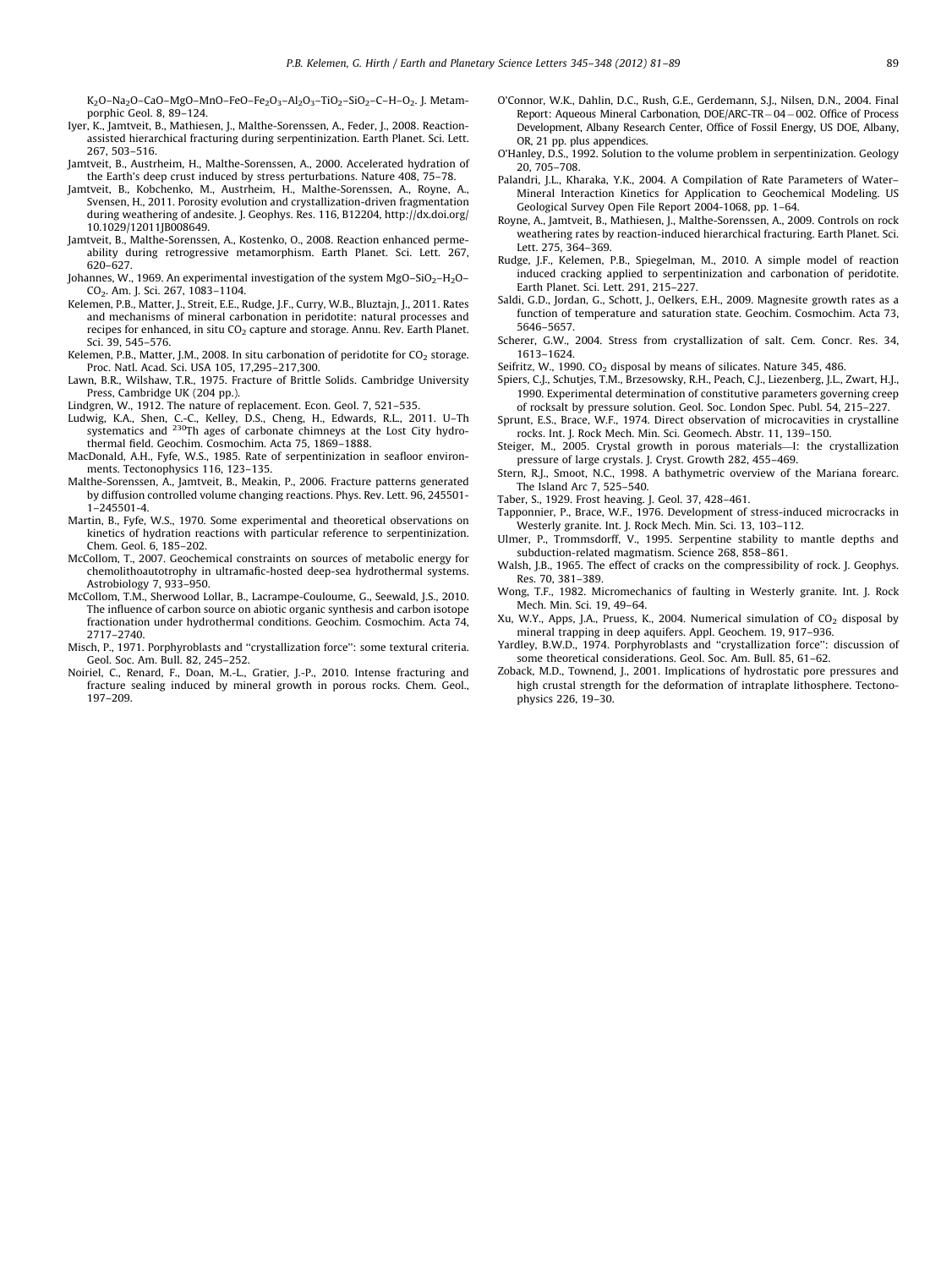$K_2O$–$Na_2O$–CaO–MgO–MnO–FeO–$Fe_2O_3$–$Al_2O_3$–$TiO_2$–$SiO_2$–C–H–$O_2$. J. Metamorphic Geol. 8, 89–124.

Iyer, K., Jamtveit, B., Mathiesen, J., Malthe-Sorenssen, A., Feder, J., 2008. Reaction-assisted hierarchical fracturing during serpentinization. Earth Planet. Sci. Lett. 267, 503–516.

Jamtveit, B., Austrheim, H., Malthe-Sorenssen, A., 2000. Accelerated hydration of the Earth's deep crust induced by stress perturbations. Nature 408, 75–78.

Jamtveit, B., Kobchenko, M., Austrheim, H., Malthe-Sorenssen, A., Royne, A., Svensen, H., 2011. Porosity evolution and crystallization-driven fragmentation during weathering of andesite. J. Geophys. Res. 116, B12204, http://dx.doi.org/10.1029/12011JB008649.

Jamtveit, B., Malthe-Sorenssen, A., Kostenko, O., 2008. Reaction enhanced permeability during retrogressive metamorphism. Earth Planet. Sci. Lett. 267, 620–627.

Johannes, W., 1969. An experimental investigation of the system MgO–$SiO_2$–$H_2O$–$CO_2$. Am. J. Sci. 267, 1083–1104.

Kelemen, P.B., Matter, J., Streit, E.E., Rudge, J.F., Curry, W.B., Bluztajn, J., 2011. Rates and mechanisms of mineral carbonation in peridotite: natural processes and recipes for enhanced, in situ $CO_2$ capture and storage. Annu. Rev. Earth Planet. Sci. 39, 545–576.

Kelemen, P.B., Matter, J.M., 2008. In situ carbonation of peridotite for $CO_2$ storage. Proc. Natl. Acad. Sci. USA 105, 17,295–217,300.

Lawn, B.R., Wilshaw, T.R., 1975. Fracture of Brittle Solids. Cambridge University Press, Cambridge UK (204 pp.).

Lindgren, W., 1912. The nature of replacement. Econ. Geol. 7, 521–535.

Ludwig, K.A., Shen, C.-C., Kelley, D.S., Cheng, H., Edwards, R.L., 2011. U–Th systematics and $^{230}$Th ages of carbonate chimneys at the Lost City hydrothermal field. Geochim. Cosmochim. Acta 75, 1869–1888.

MacDonald, A.H., Fyfe, W.S., 1985. Rate of serpentinization in seafloor environments. Tectonophysics 116, 123–135.

Malthe-Sorenssen, A., Jamtveit, B., Meakin, P., 2006. Fracture patterns generated by diffusion controlled volume changing reactions. Phys. Rev. Lett. 96, 245501-1–245501-4.

Martin, B., Fyfe, W.S., 1970. Some experimental and theoretical observations on kinetics of hydration reactions with particular reference to serpentinization. Chem. Geol. 6, 185–202.

McCollom, T., 2007. Geochemical constraints on sources of metabolic energy for chemolithoautotrophy in ultramafic-hosted deep-sea hydrothermal systems. Astrobiology 7, 933–950.

McCollom, T.M., Sherwood Lollar, B., Lacrampe-Couloume, G., Seewald, J.S., 2010. The influence of carbon source on abiotic organic synthesis and carbon isotope fractionation under hydrothermal conditions. Geochim. Cosmochim. Acta 74, 2717–2740.

Misch, P., 1971. Porphyroblasts and ''crystallization force'': some textural criteria. Geol. Soc. Am. Bull. 82, 245–252.

Noiriel, C., Renard, F., Doan, M.-L., Gratier, J.-P., 2010. Intense fracturing and fracture sealing induced by mineral growth in porous rocks. Chem. Geol., 197–209.

O'Connor, W.K., Dahlin, D.C., Rush, G.E., Gerdemann, S.J., Nilsen, D.N., 2004. Final Report: Aqueous Mineral Carbonation, DOE/ARC-TR – 04 – 002. Office of Process Development, Albany Research Center, Office of Fossil Energy, US DOE, Albany, OR, 21 pp. plus appendices.

O'Hanley, D.S., 1992. Solution to the volume problem in serpentinization. Geology 20, 705–708.

Palandri, J.L., Kharaka, Y.K., 2004. A Compilation of Rate Parameters of Water–Mineral Interaction Kinetics for Application to Geochemical Modeling. US Geological Survey Open File Report 2004-1068, pp. 1–64.

Royne, A., Jamtveit, B., Mathiesen, J., Malthe-Sorenssen, A., 2009. Controls on rock weathering rates by reaction-induced hierarchical fracturing. Earth Planet. Sci. Lett. 275, 364–369.

Rudge, J.F., Kelemen, P.B., Spiegelman, M., 2010. A simple model of reaction induced cracking applied to serpentinization and carbonation of peridotite. Earth Planet. Sci. Lett. 291, 215–227.

Saldi, G.D., Jordan, G., Schott, J., Oelkers, E.H., 2009. Magnesite growth rates as a function of temperature and saturation state. Geochim. Cosmochim. Acta 73, 5646–5657.

Scherer, G.W., 2004. Stress from crystallization of salt. Cem. Concr. Res. 34, 1613–1624.

Seifritz, W., 1990. $CO_2$ disposal by means of silicates. Nature 345, 486.

Spiers, C.J., Schutjes, T.M., Brzesowsky, R.H., Peach, C.J., Liezenberg, J.L., Zwart, H.J., 1990. Experimental determination of constitutive parameters governing creep of rocksalt by pressure solution. Geol. Soc. London Spec. Publ. 54, 215–227.

Sprunt, E.S., Brace, W.F., 1974. Direct observation of microcavities in crystalline rocks. Int. J. Rock Mech. Min. Sci. Geomech. Abstr. 11, 139–150.

Steiger, M., 2005. Crystal growth in porous materials—I: the crystallization pressure of large crystals. J. Cryst. Growth 282, 455–469.

Stern, R.J., Smoot, N.C., 1998. A bathymetric overview of the Mariana forearc. The Island Arc 7, 525–540.

Taber, S., 1929. Frost heaving. J. Geol. 37, 428–461.

Tapponnier, P., Brace, W.F., 1976. Development of stress-induced microcracks in Westerly granite. Int. J. Rock Mech. Min. Sci. 13, 103–112.

Ulmer, P., Trommsdorff, V., 1995. Serpentine stability to mantle depths and subduction-related magmatism. Science 268, 858–861.

Walsh, J.B., 1965. The effect of cracks on the compressibility of rock. J. Geophys. Res. 70, 381–389.

Wong, T.F., 1982. Micromechanics of faulting in Westerly granite. Int. J. Rock Mech. Min. Sci. 19, 49–64.

Xu, W.Y., Apps, J.A., Pruess, K., 2004. Numerical simulation of $CO_2$ disposal by mineral trapping in deep aquifers. Appl. Geochem. 19, 917–936.

Yardley, B.W.D., 1974. Porphyroblasts and ''crystallization force'': discussion of some theoretical considerations. Geol. Soc. Am. Bull. 85, 61–62.

Zoback, M.D., Townend, J., 2001. Implications of hydrostatic pore pressures and high crustal strength for the deformation of intraplate lithosphere. Tectonophysics 226, 19–30.